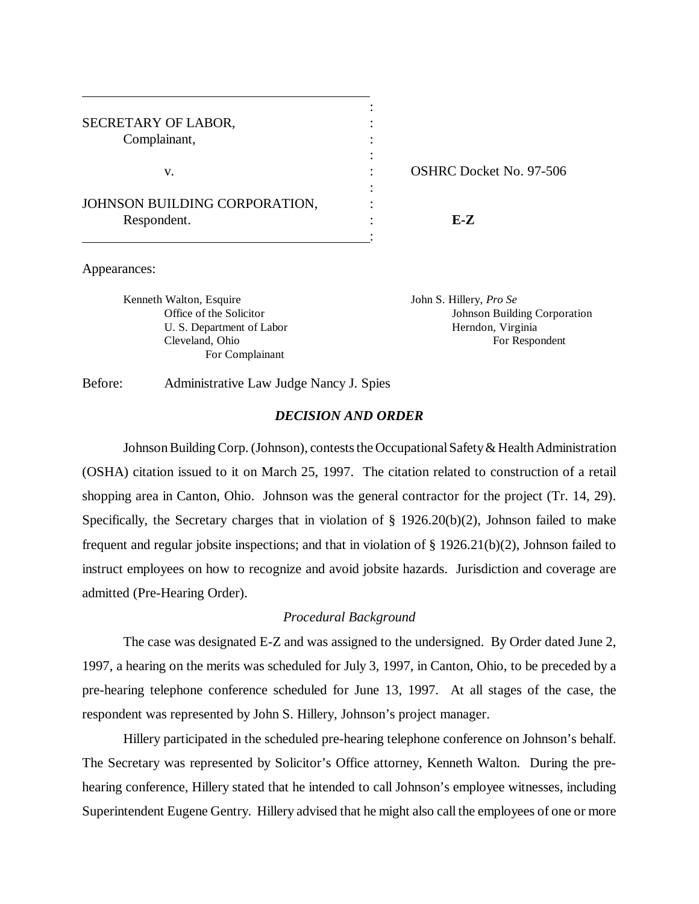SECRETARY OF LABOR,
Complainant,

v.

JOHNSON BUILDING CORPORATION,
Respondent.

OSHRC Docket No. 97-506

**E-Z**

Appearances:

Kenneth Walton, Esquire
Office of the Solicitor
U. S. Department of Labor
Cleveland, Ohio
For Complainant

John S. Hillery, *Pro Se*
Johnson Building Corporation
Herndon, Virginia
For Respondent

Before: Administrative Law Judge Nancy J. Spies

## *DECISION AND ORDER*

Johnson Building Corp. (Johnson), contests the Occupational Safety & Health Administration (OSHA) citation issued to it on March 25, 1997. The citation related to construction of a retail shopping area in Canton, Ohio. Johnson was the general contractor for the project (Tr. 14, 29). Specifically, the Secretary charges that in violation of § 1926.20(b)(2), Johnson failed to make frequent and regular jobsite inspections; and that in violation of § 1926.21(b)(2), Johnson failed to instruct employees on how to recognize and avoid jobsite hazards. Jurisdiction and coverage are admitted (Pre-Hearing Order).

### *Procedural Background*

The case was designated E-Z and was assigned to the undersigned. By Order dated June 2, 1997, a hearing on the merits was scheduled for July 3, 1997, in Canton, Ohio, to be preceded by a pre-hearing telephone conference scheduled for June 13, 1997. At all stages of the case, the respondent was represented by John S. Hillery, Johnson's project manager.

Hillery participated in the scheduled pre-hearing telephone conference on Johnson's behalf. The Secretary was represented by Solicitor's Office attorney, Kenneth Walton. During the pre-hearing conference, Hillery stated that he intended to call Johnson's employee witnesses, including Superintendent Eugene Gentry. Hillery advised that he might also call the employees of one or more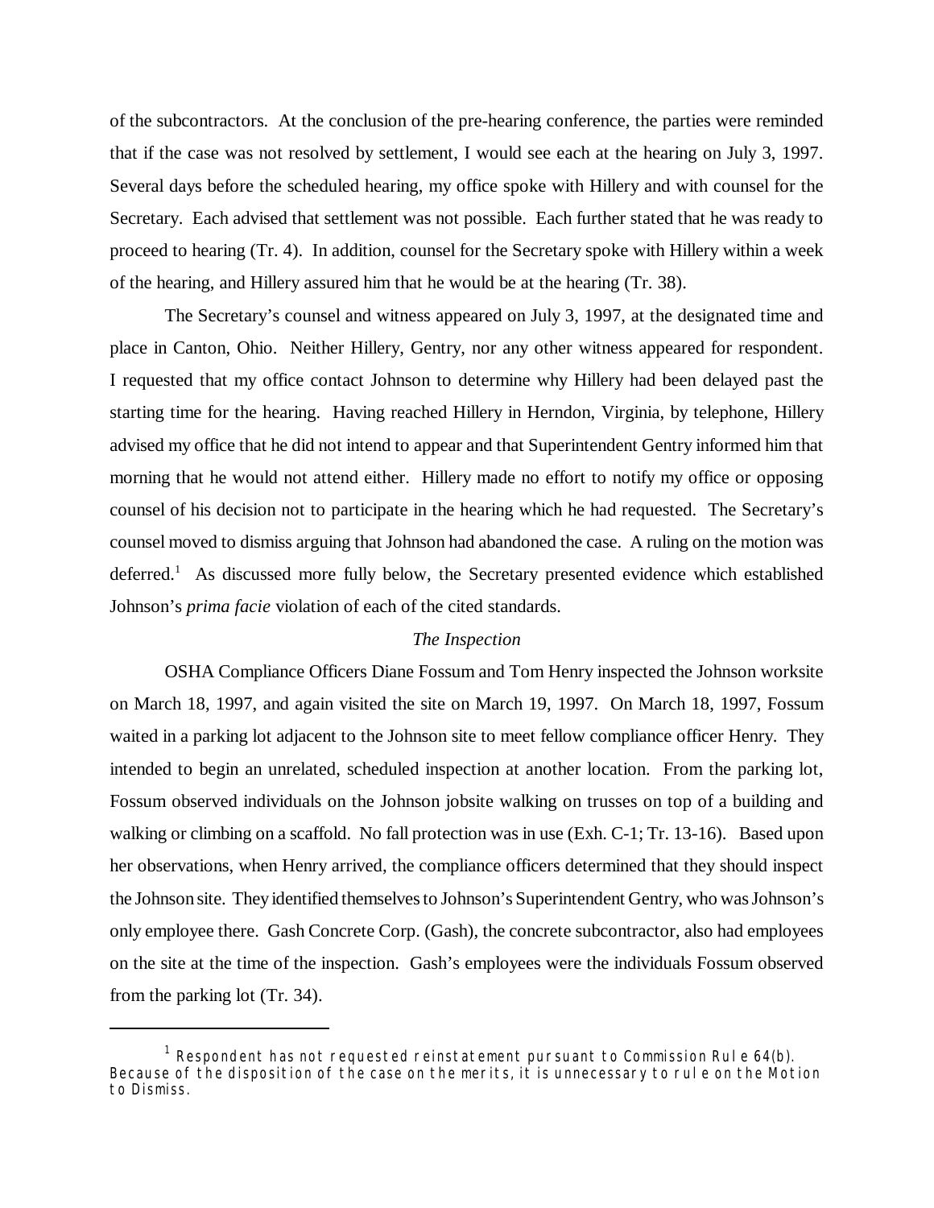of the subcontractors. At the conclusion of the pre-hearing conference, the parties were reminded that if the case was not resolved by settlement, I would see each at the hearing on July 3, 1997. Several days before the scheduled hearing, my office spoke with Hillery and with counsel for the Secretary. Each advised that settlement was not possible. Each further stated that he was ready to proceed to hearing (Tr. 4). In addition, counsel for the Secretary spoke with Hillery within a week of the hearing, and Hillery assured him that he would be at the hearing (Tr. 38).

The Secretary's counsel and witness appeared on July 3, 1997, at the designated time and place in Canton, Ohio. Neither Hillery, Gentry, nor any other witness appeared for respondent. I requested that my office contact Johnson to determine why Hillery had been delayed past the starting time for the hearing. Having reached Hillery in Herndon, Virginia, by telephone, Hillery advised my office that he did not intend to appear and that Superintendent Gentry informed him that morning that he would not attend either. Hillery made no effort to notify my office or opposing counsel of his decision not to participate in the hearing which he had requested. The Secretary's counsel moved to dismiss arguing that Johnson had abandoned the case. A ruling on the motion was deferred.[1] As discussed more fully below, the Secretary presented evidence which established Johnson's *prima facie* violation of each of the cited standards.

### *The Inspection*

OSHA Compliance Officers Diane Fossum and Tom Henry inspected the Johnson worksite on March 18, 1997, and again visited the site on March 19, 1997. On March 18, 1997, Fossum waited in a parking lot adjacent to the Johnson site to meet fellow compliance officer Henry. They intended to begin an unrelated, scheduled inspection at another location. From the parking lot, Fossum observed individuals on the Johnson jobsite walking on trusses on top of a building and walking or climbing on a scaffold. No fall protection was in use (Exh. C-1; Tr. 13-16). Based upon her observations, when Henry arrived, the compliance officers determined that they should inspect the Johnson site. They identified themselves to Johnson's Superintendent Gentry, who was Johnson's only employee there. Gash Concrete Corp. (Gash), the concrete subcontractor, also had employees on the site at the time of the inspection. Gash's employees were the individuals Fossum observed from the parking lot (Tr. 34).

---

[1] Respondent has not requested reinstatement pursuant to Commission Rule 64(b). Because of the disposition of the case on the merits, it is unnecessary to rule on the Motion to Dismiss.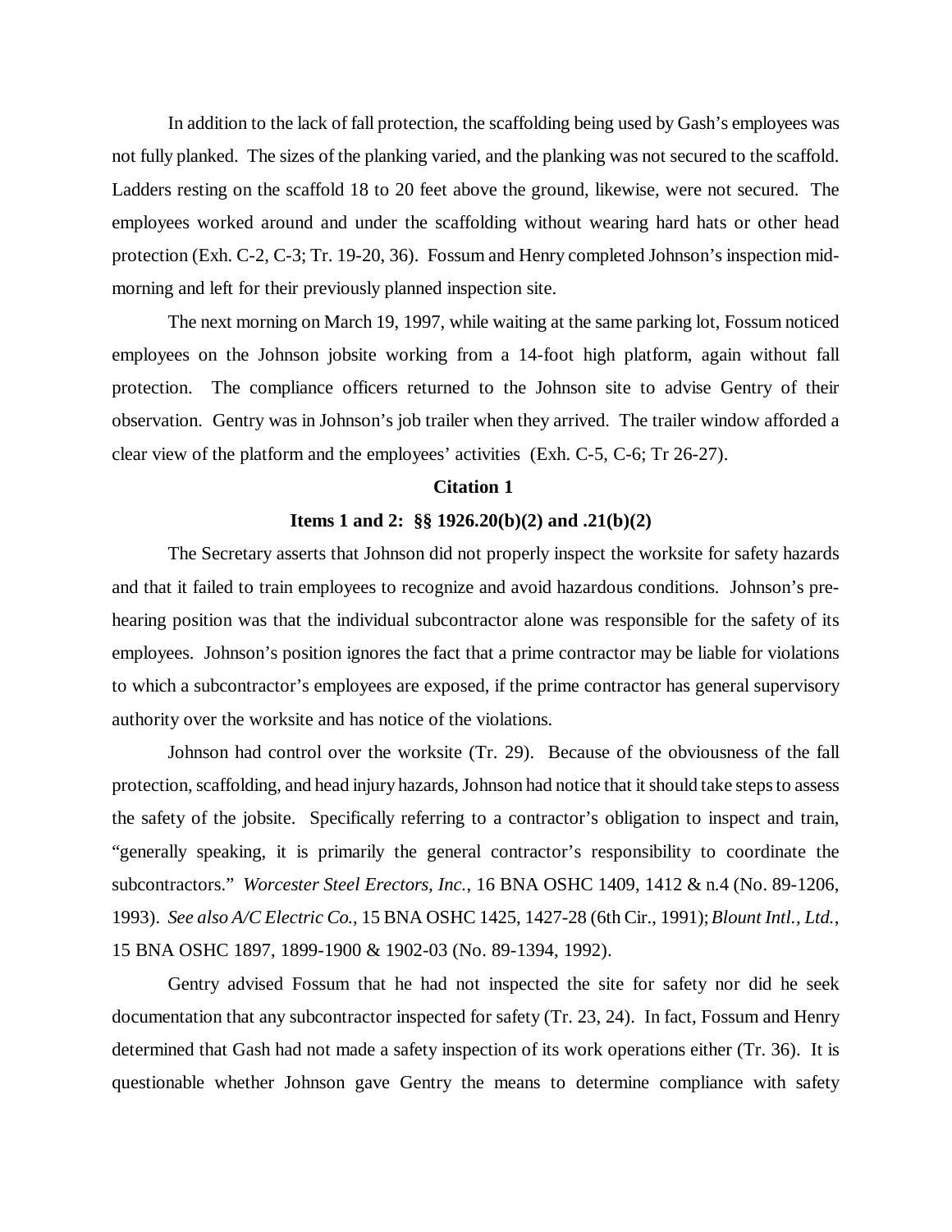In addition to the lack of fall protection, the scaffolding being used by Gash's employees was not fully planked. The sizes of the planking varied, and the planking was not secured to the scaffold. Ladders resting on the scaffold 18 to 20 feet above the ground, likewise, were not secured. The employees worked around and under the scaffolding without wearing hard hats or other head protection (Exh. C-2, C-3; Tr. 19-20, 36). Fossum and Henry completed Johnson's inspection mid-morning and left for their previously planned inspection site.

The next morning on March 19, 1997, while waiting at the same parking lot, Fossum noticed employees on the Johnson jobsite working from a 14-foot high platform, again without fall protection. The compliance officers returned to the Johnson site to advise Gentry of their observation. Gentry was in Johnson's job trailer when they arrived. The trailer window afforded a clear view of the platform and the employees' activities (Exh. C-5, C-6; Tr 26-27).

**Citation 1**

**Items 1 and 2: §§ 1926.20(b)(2) and .21(b)(2)**

The Secretary asserts that Johnson did not properly inspect the worksite for safety hazards and that it failed to train employees to recognize and avoid hazardous conditions. Johnson's pre-hearing position was that the individual subcontractor alone was responsible for the safety of its employees. Johnson's position ignores the fact that a prime contractor may be liable for violations to which a subcontractor's employees are exposed, if the prime contractor has general supervisory authority over the worksite and has notice of the violations.

Johnson had control over the worksite (Tr. 29). Because of the obviousness of the fall protection, scaffolding, and head injury hazards, Johnson had notice that it should take steps to assess the safety of the jobsite. Specifically referring to a contractor's obligation to inspect and train, "generally speaking, it is primarily the general contractor's responsibility to coordinate the subcontractors." *Worcester Steel Erectors, Inc.*, 16 BNA OSHC 1409, 1412 & n.4 (No. 89-1206, 1993). *See also A/C Electric Co.*, 15 BNA OSHC 1425, 1427-28 (6th Cir., 1991); *Blount Intl., Ltd.*, 15 BNA OSHC 1897, 1899-1900 & 1902-03 (No. 89-1394, 1992).

Gentry advised Fossum that he had not inspected the site for safety nor did he seek documentation that any subcontractor inspected for safety (Tr. 23, 24). In fact, Fossum and Henry determined that Gash had not made a safety inspection of its work operations either (Tr. 36). It is questionable whether Johnson gave Gentry the means to determine compliance with safety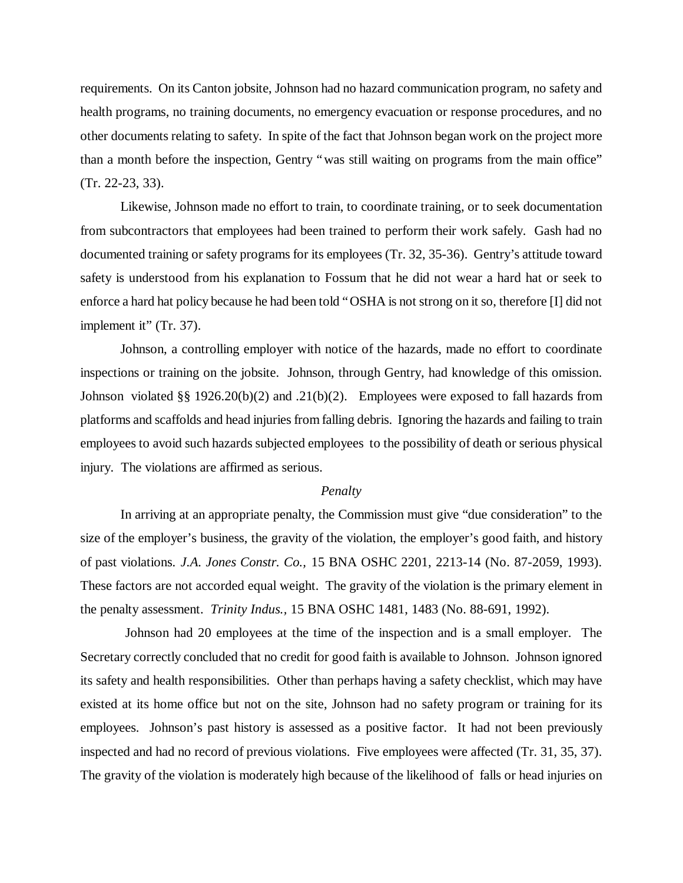requirements. On its Canton jobsite, Johnson had no hazard communication program, no safety and health programs, no training documents, no emergency evacuation or response procedures, and no other documents relating to safety. In spite of the fact that Johnson began work on the project more than a month before the inspection, Gentry "was still waiting on programs from the main office" (Tr. 22-23, 33).

Likewise, Johnson made no effort to train, to coordinate training, or to seek documentation from subcontractors that employees had been trained to perform their work safely. Gash had no documented training or safety programs for its employees (Tr. 32, 35-36). Gentry's attitude toward safety is understood from his explanation to Fossum that he did not wear a hard hat or seek to enforce a hard hat policy because he had been told "OSHA is not strong on it so, therefore [I] did not implement it" (Tr. 37).

Johnson, a controlling employer with notice of the hazards, made no effort to coordinate inspections or training on the jobsite. Johnson, through Gentry, had knowledge of this omission. Johnson violated §§ 1926.20(b)(2) and .21(b)(2). Employees were exposed to fall hazards from platforms and scaffolds and head injuries from falling debris. Ignoring the hazards and failing to train employees to avoid such hazards subjected employees to the possibility of death or serious physical injury. The violations are affirmed as serious.

*Penalty*

In arriving at an appropriate penalty, the Commission must give "due consideration" to the size of the employer's business, the gravity of the violation, the employer's good faith, and history of past violations. *J.A. Jones Constr. Co.,* 15 BNA OSHC 2201, 2213-14 (No. 87-2059, 1993). These factors are not accorded equal weight. The gravity of the violation is the primary element in the penalty assessment. *Trinity Indus.,* 15 BNA OSHC 1481, 1483 (No. 88-691, 1992).

Johnson had 20 employees at the time of the inspection and is a small employer. The Secretary correctly concluded that no credit for good faith is available to Johnson. Johnson ignored its safety and health responsibilities. Other than perhaps having a safety checklist, which may have existed at its home office but not on the site, Johnson had no safety program or training for its employees. Johnson's past history is assessed as a positive factor. It had not been previously inspected and had no record of previous violations. Five employees were affected (Tr. 31, 35, 37). The gravity of the violation is moderately high because of the likelihood of falls or head injuries on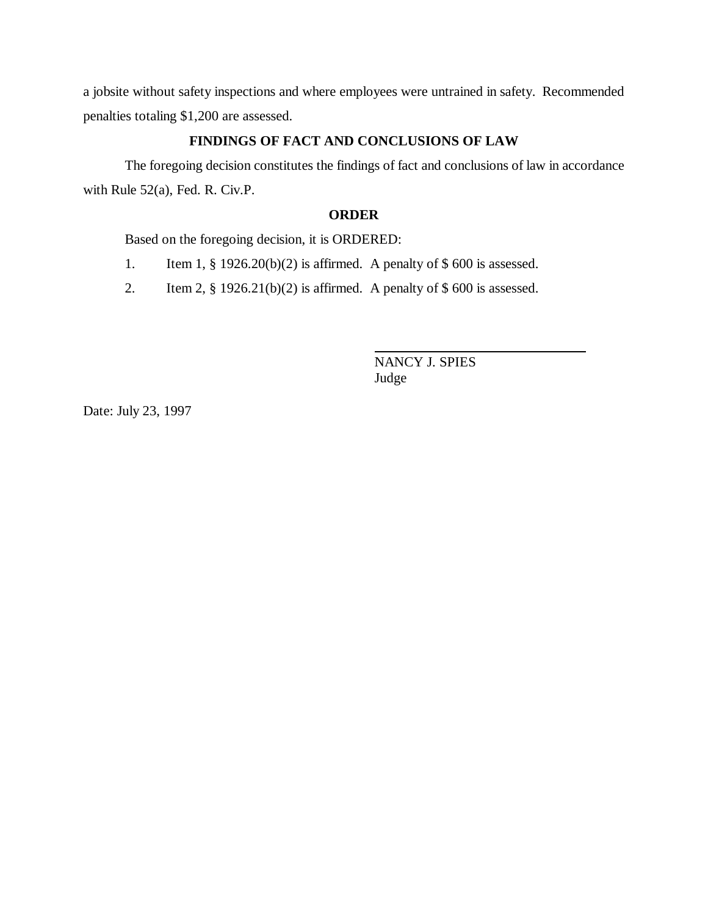a jobsite without safety inspections and where employees were untrained in safety. Recommended penalties totaling $1,200 are assessed.

**FINDINGS OF FACT AND CONCLUSIONS OF LAW**

The foregoing decision constitutes the findings of fact and conclusions of law in accordance with Rule 52(a), Fed. R. Civ.P.

**ORDER**

Based on the foregoing decision, it is ORDERED:

1. Item 1, § 1926.20(b)(2) is affirmed. A penalty of $ 600 is assessed.
2. Item 2, § 1926.21(b)(2) is affirmed. A penalty of $ 600 is assessed.

NANCY J. SPIES
Judge

Date: July 23, 1997